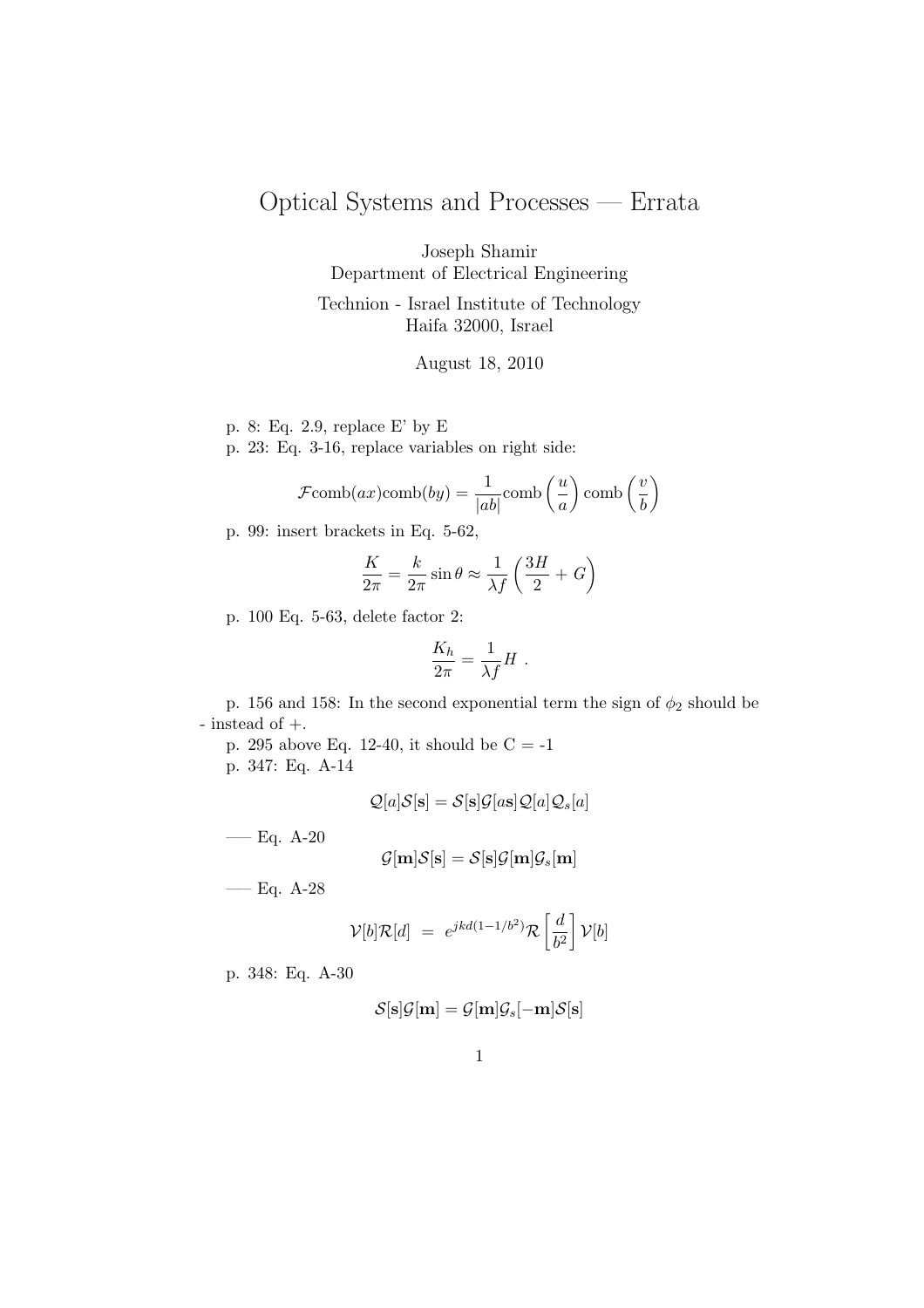# Optical Systems and Processes — Errata

Joseph Shamir
Department of Electrical Engineering

Technion - Israel Institute of Technology
Haifa 32000, Israel

August 18, 2010

p. 8: Eq. 2.9, replace E' by E

p. 23: Eq. 3-16, replace variables on right side:

$$\mathcal{F}\mathrm{comb}(ax)\mathrm{comb}(by) = \frac{1}{|ab|}\mathrm{comb}\left(\frac{u}{a}\right)\mathrm{comb}\left(\frac{v}{b}\right)$$

p. 99: insert brackets in Eq. 5-62,

$$\frac{K}{2\pi} = \frac{k}{2\pi}\sin\theta \approx \frac{1}{\lambda f}\left(\frac{3H}{2} + G\right)$$

p. 100 Eq. 5-63, delete factor 2:

$$\frac{K_h}{2\pi} = \frac{1}{\lambda f}H \ .$$

p. 156 and 158: In the second exponential term the sign of $\phi_2$ should be - instead of +.

p. 295 above Eq. 12-40, it should be C = -1

p. 347: Eq. A-14

$$\mathcal{Q}[a]\mathcal{S}[\mathbf{s}] = \mathcal{S}[\mathbf{s}]\mathcal{G}[a\mathbf{s}]\mathcal{Q}[a]\mathcal{Q}_s[a]$$

—– Eq. A-20

$$\mathcal{G}[\mathbf{m}]\mathcal{S}[\mathbf{s}] = \mathcal{S}[\mathbf{s}]\mathcal{G}[\mathbf{m}]\mathcal{G}_s[\mathbf{m}]$$

—– Eq. A-28

$$\mathcal{V}[b]\mathcal{R}[d] \ = \ e^{jkd(1-1/b^2)}\mathcal{R}\left[\frac{d}{b^2}\right]\mathcal{V}[b]$$

p. 348: Eq. A-30

$$\mathcal{S}[\mathbf{s}]\mathcal{G}[\mathbf{m}] = \mathcal{G}[\mathbf{m}]\mathcal{G}_s[-\mathbf{m}]\mathcal{S}[\mathbf{s}]$$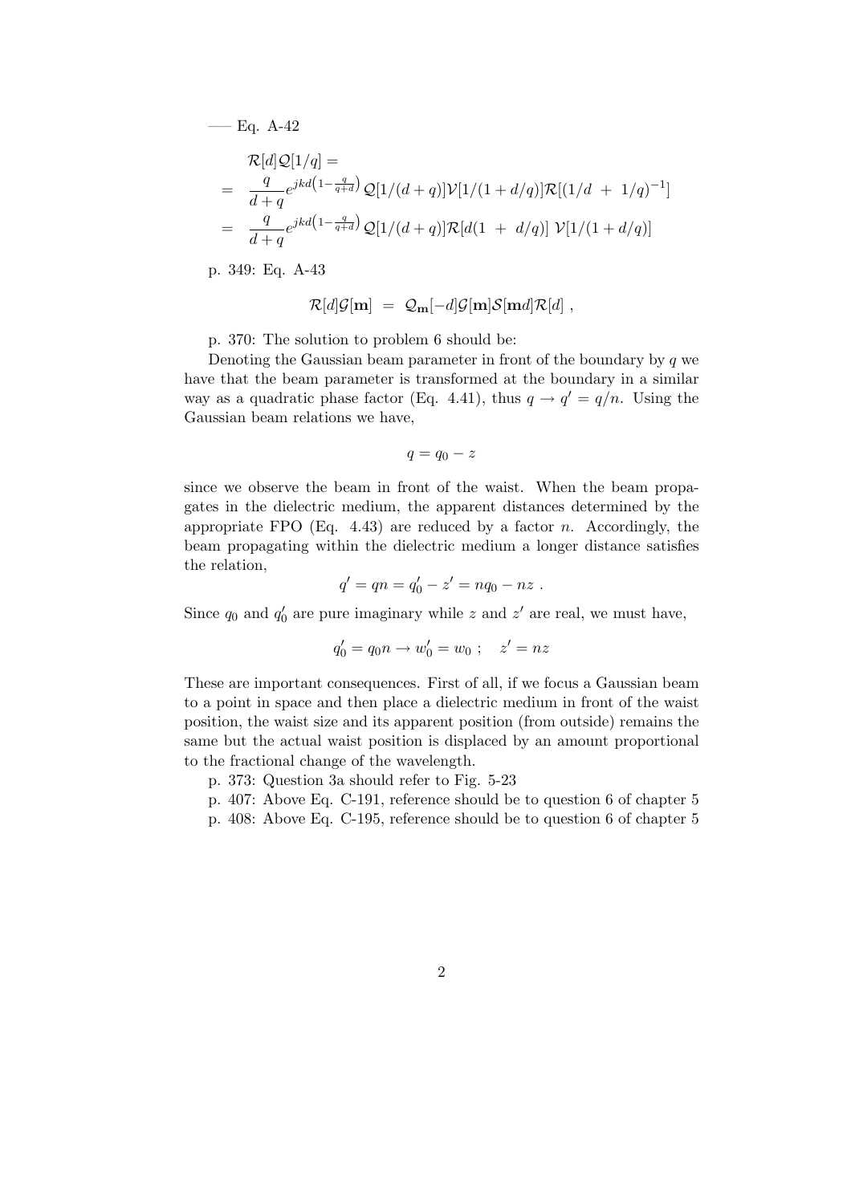— Eq. A-42

$$
\begin{aligned}
&\mathcal{R}[d]\mathcal{Q}[1/q] = \\
= \quad & \frac{q}{d+q} e^{jkd\left(1-\frac{q}{q+d}\right)} \mathcal{Q}[1/(d+q)]\mathcal{V}[1/(1+d/q)]\mathcal{R}[(1/d \ + \ 1/q)^{-1}] \\
= \quad & \frac{q}{d+q} e^{jkd\left(1-\frac{q}{q+d}\right)} \mathcal{Q}[1/(d+q)]\mathcal{R}[d(1 \ + \ d/q)] \ \mathcal{V}[1/(1+d/q)]
\end{aligned}
$$

p. 349: Eq. A-43

$$
\mathcal{R}[d]\mathcal{G}[\mathbf{m}] \ = \ \mathcal{Q}_{\mathbf{m}}[-d]\mathcal{G}[\mathbf{m}]\mathcal{S}[\mathbf{m}d]\mathcal{R}[d] \ ,
$$

p. 370: The solution to problem 6 should be:

Denoting the Gaussian beam parameter in front of the boundary by $q$ we have that the beam parameter is transformed at the boundary in a similar way as a quadratic phase factor (Eq. 4.41), thus $q \to q' = q/n$. Using the Gaussian beam relations we have,

$$
q = q_0 - z
$$

since we observe the beam in front of the waist. When the beam propagates in the dielectric medium, the apparent distances determined by the appropriate FPO (Eq. 4.43) are reduced by a factor $n$. Accordingly, the beam propagating within the dielectric medium a longer distance satisfies the relation,

$$
q' = qn = q_0' - z' = nq_0 - nz \ .
$$

Since $q_0$ and $q_0'$ are pure imaginary while $z$ and $z'$ are real, we must have,

$$
q_0' = q_0 n \to w_0' = w_0 \ ; \quad z' = nz
$$

These are important consequences. First of all, if we focus a Gaussian beam to a point in space and then place a dielectric medium in front of the waist position, the waist size and its apparent position (from outside) remains the same but the actual waist position is displaced by an amount proportional to the fractional change of the wavelength.

p. 373: Question 3a should refer to Fig. 5-23

p. 407: Above Eq. C-191, reference should be to question 6 of chapter 5

p. 408: Above Eq. C-195, reference should be to question 6 of chapter 5